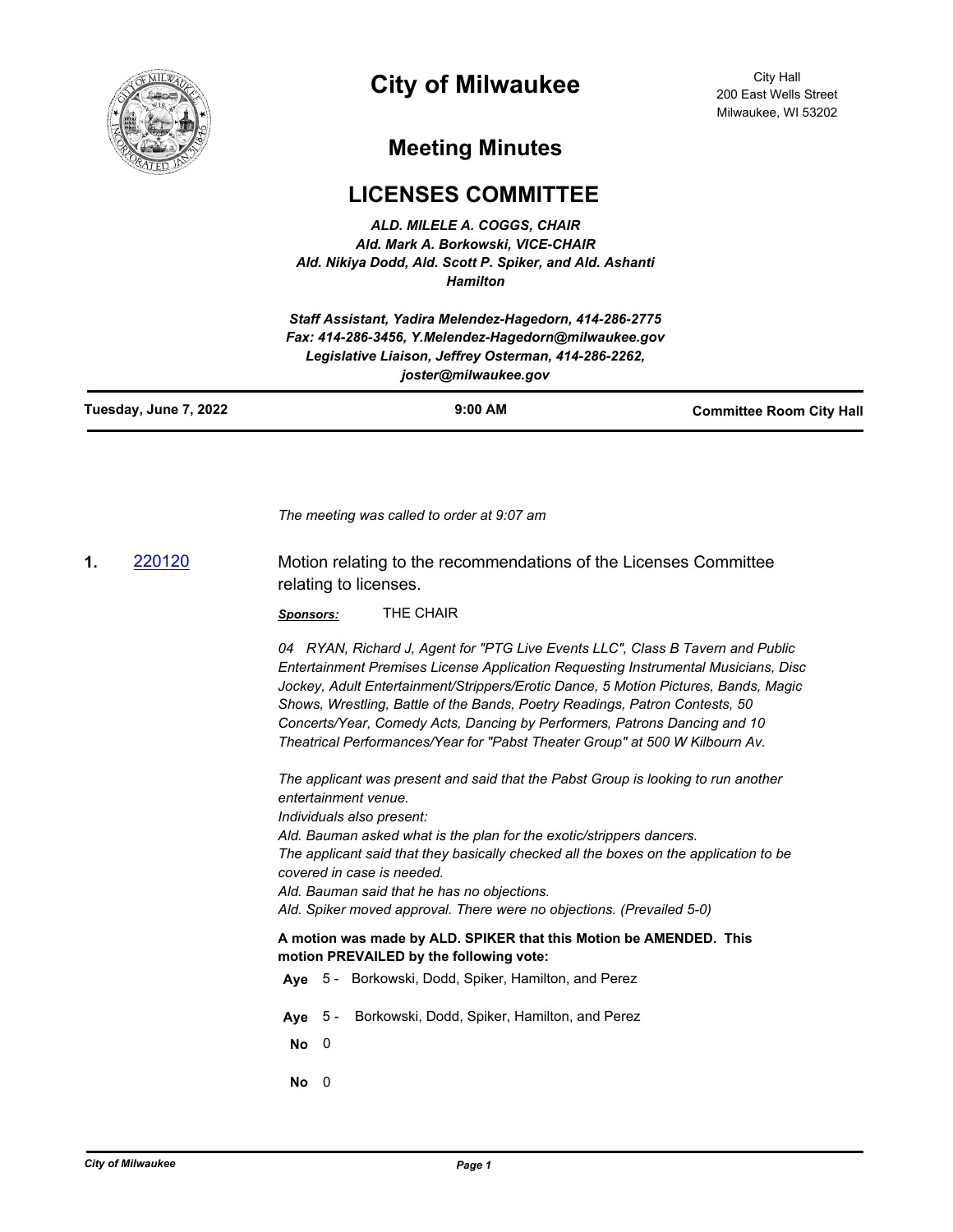# City of Milwaukee

City Hall
200 East Wells Street
Milwaukee, WI 53202

## Meeting Minutes

## LICENSES COMMITTEE

*ALD. MILELE A. COGGS, CHAIR*
*Ald. Mark A. Borkowski, VICE-CHAIR*
*Ald. Nikiya Dodd, Ald. Scott P. Spiker, and Ald. Ashanti Hamilton*

*Staff Assistant, Yadira Melendez-Hagedorn, 414-286-2775*
*Fax: 414-286-3456, Y.Melendez-Hagedorn@milwaukee.gov*
*Legislative Liaison, Jeffrey Osterman, 414-286-2262, joster@milwaukee.gov*

| Tuesday, June 7, 2022 | 9:00 AM | Committee Room City Hall |
|---|---|---|

*The meeting was called to order at 9:07 am*

**1.** 220120 Motion relating to the recommendations of the Licenses Committee relating to licenses.

***Sponsors:*** THE CHAIR

*04 RYAN, Richard J, Agent for "PTG Live Events LLC", Class B Tavern and Public Entertainment Premises License Application Requesting Instrumental Musicians, Disc Jockey, Adult Entertainment/Strippers/Erotic Dance, 5 Motion Pictures, Bands, Magic Shows, Wrestling, Battle of the Bands, Poetry Readings, Patron Contests, 50 Concerts/Year, Comedy Acts, Dancing by Performers, Patrons Dancing and 10 Theatrical Performances/Year for "Pabst Theater Group" at 500 W Kilbourn Av.*

*The applicant was present and said that the Pabst Group is looking to run another entertainment venue.*
*Individuals also present:*
*Ald. Bauman asked what is the plan for the exotic/strippers dancers.*
*The applicant said that they basically checked all the boxes on the application to be covered in case is needed.*
*Ald. Bauman said that he has no objections.*
*Ald. Spiker moved approval. There were no objections. (Prevailed 5-0)*

**A motion was made by ALD. SPIKER that this Motion be AMENDED. This motion PREVAILED by the following vote:**

**Aye** 5 - Borkowski, Dodd, Spiker, Hamilton, and Perez

**Aye** 5 - Borkowski, Dodd, Spiker, Hamilton, and Perez

**No** 0

**No** 0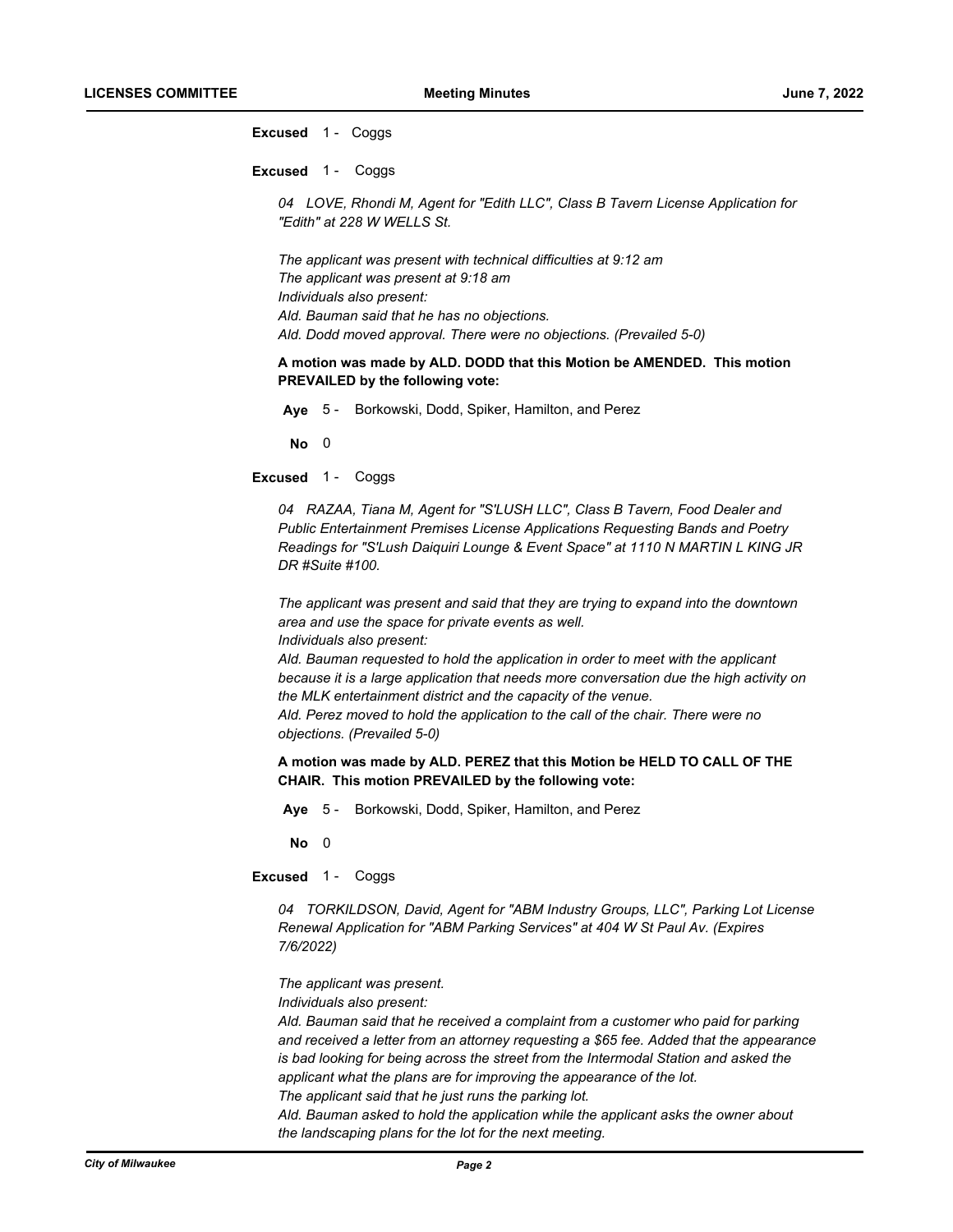**Excused** 1 - Coggs

**Excused** 1 - Coggs

*04 LOVE, Rhondi M, Agent for "Edith LLC", Class B Tavern License Application for "Edith" at 228 W WELLS St.*

*The applicant was present with technical difficulties at 9:12 am*
*The applicant was present at 9:18 am*
*Individuals also present:*
*Ald. Bauman said that he has no objections.*
*Ald. Dodd moved approval. There were no objections. (Prevailed 5-0)*

**A motion was made by ALD. DODD that this Motion be AMENDED. This motion PREVAILED by the following vote:**

**Aye** 5 - Borkowski, Dodd, Spiker, Hamilton, and Perez

**No** 0

**Excused** 1 - Coggs

*04 RAZAA, Tiana M, Agent for "S'LUSH LLC", Class B Tavern, Food Dealer and Public Entertainment Premises License Applications Requesting Bands and Poetry Readings for "S'Lush Daiquiri Lounge & Event Space" at 1110 N MARTIN L KING JR DR #Suite #100.*

*The applicant was present and said that they are trying to expand into the downtown area and use the space for private events as well.*
*Individuals also present:*
*Ald. Bauman requested to hold the application in order to meet with the applicant because it is a large application that needs more conversation due the high activity on the MLK entertainment district and the capacity of the venue.*
*Ald. Perez moved to hold the application to the call of the chair. There were no objections. (Prevailed 5-0)*

**A motion was made by ALD. PEREZ that this Motion be HELD TO CALL OF THE CHAIR. This motion PREVAILED by the following vote:**

**Aye** 5 - Borkowski, Dodd, Spiker, Hamilton, and Perez

**No** 0

**Excused** 1 - Coggs

*04 TORKILDSON, David, Agent for "ABM Industry Groups, LLC", Parking Lot License Renewal Application for "ABM Parking Services" at 404 W St Paul Av. (Expires 7/6/2022)*

*The applicant was present.*
*Individuals also present:*
*Ald. Bauman said that he received a complaint from a customer who paid for parking and received a letter from an attorney requesting a $65 fee. Added that the appearance is bad looking for being across the street from the Intermodal Station and asked the applicant what the plans are for improving the appearance of the lot.*
*The applicant said that he just runs the parking lot.*
*Ald. Bauman asked to hold the application while the applicant asks the owner about the landscaping plans for the lot for the next meeting.*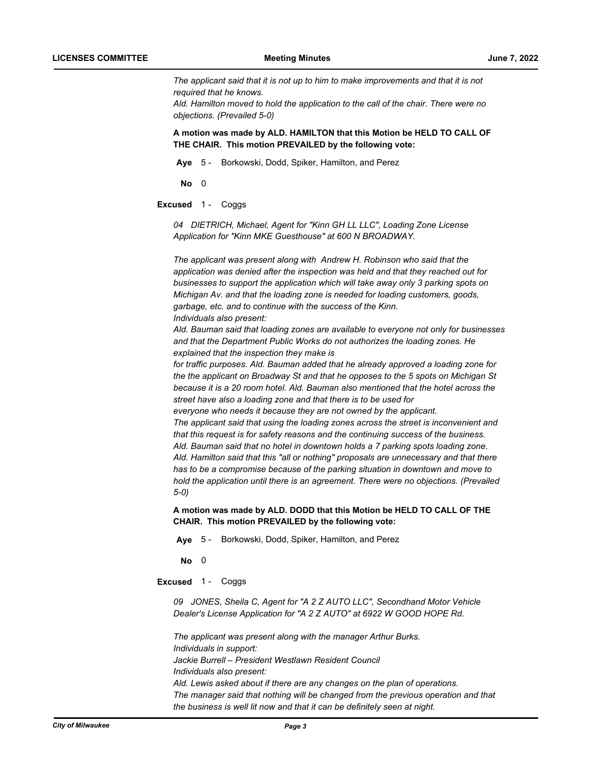*The applicant said that it is not up to him to make improvements and that it is not required that he knows.*
*Ald. Hamilton moved to hold the application to the call of the chair. There were no objections. (Prevailed 5-0)*

**A motion was made by ALD. HAMILTON that this Motion be HELD TO CALL OF THE CHAIR. This motion PREVAILED by the following vote:**

**Aye** 5 - Borkowski, Dodd, Spiker, Hamilton, and Perez

**No** 0

**Excused** 1 - Coggs

*04 DIETRICH, Michael, Agent for "Kinn GH LL LLC", Loading Zone License Application for "Kinn MKE Guesthouse" at 600 N BROADWAY.*

*The applicant was present along with Andrew H. Robinson who said that the application was denied after the inspection was held and that they reached out for businesses to support the application which will take away only 3 parking spots on Michigan Av. and that the loading zone is needed for loading customers, goods, garbage, etc. and to continue with the success of the Kinn.*
*Individuals also present:*
*Ald. Bauman said that loading zones are available to everyone not only for businesses and that the Department Public Works do not authorizes the loading zones. He explained that the inspection they make is*
*for traffic purposes. Ald. Bauman added that he already approved a loading zone for the the applicant on Broadway St and that he opposes to the 5 spots on Michigan St because it is a 20 room hotel. Ald. Bauman also mentioned that the hotel across the street have also a loading zone and that there is to be used for*
*everyone who needs it because they are not owned by the applicant.*
*The applicant said that using the loading zones across the street is inconvenient and that this request is for safety reasons and the continuing success of the business.*
*Ald. Bauman said that no hotel in downtown holds a 7 parking spots loading zone.*
*Ald. Hamilton said that this "all or nothing" proposals are unnecessary and that there has to be a compromise because of the parking situation in downtown and move to hold the application until there is an agreement. There were no objections. (Prevailed 5-0)*

**A motion was made by ALD. DODD that this Motion be HELD TO CALL OF THE CHAIR. This motion PREVAILED by the following vote:**

**Aye** 5 - Borkowski, Dodd, Spiker, Hamilton, and Perez

**No** 0

**Excused** 1 - Coggs

*09 JONES, Sheila C, Agent for "A 2 Z AUTO LLC", Secondhand Motor Vehicle Dealer's License Application for "A 2 Z AUTO" at 6922 W GOOD HOPE Rd.*

*The applicant was present along with the manager Arthur Burks.*
*Individuals in support:*
*Jackie Burrell – President Westlawn Resident Council*
*Individuals also present:*
*Ald. Lewis asked about if there are any changes on the plan of operations.*
*The manager said that nothing will be changed from the previous operation and that the business is well lit now and that it can be definitely seen at night.*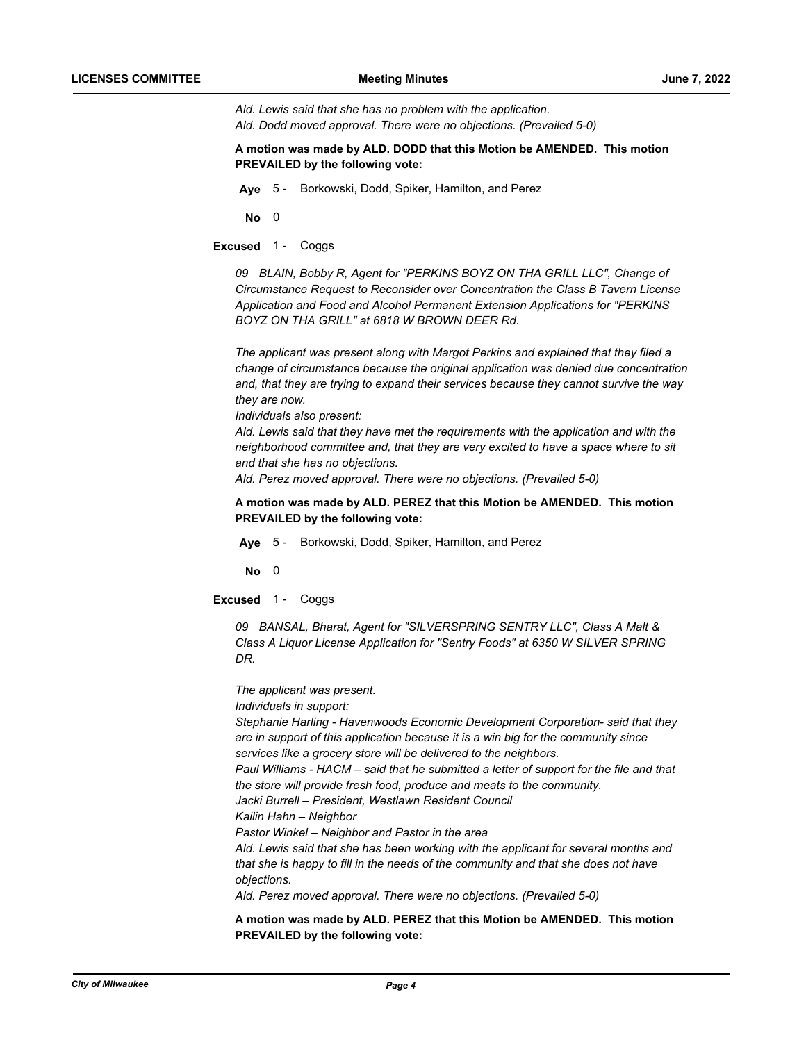*Ald. Lewis said that she has no problem with the application.*
*Ald. Dodd moved approval. There were no objections. (Prevailed 5-0)*

**A motion was made by ALD. DODD that this Motion be AMENDED. This motion PREVAILED by the following vote:**

**Aye** 5 - Borkowski, Dodd, Spiker, Hamilton, and Perez

**No** 0

**Excused** 1 - Coggs

*09 BLAIN, Bobby R, Agent for "PERKINS BOYZ ON THA GRILL LLC", Change of Circumstance Request to Reconsider over Concentration the Class B Tavern License Application and Food and Alcohol Permanent Extension Applications for "PERKINS BOYZ ON THA GRILL" at 6818 W BROWN DEER Rd.*

*The applicant was present along with Margot Perkins and explained that they filed a change of circumstance because the original application was denied due concentration and, that they are trying to expand their services because they cannot survive the way they are now.*
*Individuals also present:*
*Ald. Lewis said that they have met the requirements with the application and with the neighborhood committee and, that they are very excited to have a space where to sit and that she has no objections.*
*Ald. Perez moved approval. There were no objections. (Prevailed 5-0)*

**A motion was made by ALD. PEREZ that this Motion be AMENDED. This motion PREVAILED by the following vote:**

**Aye** 5 - Borkowski, Dodd, Spiker, Hamilton, and Perez

**No** 0

**Excused** 1 - Coggs

*09 BANSAL, Bharat, Agent for "SILVERSPRING SENTRY LLC", Class A Malt & Class A Liquor License Application for "Sentry Foods" at 6350 W SILVER SPRING DR.*

*The applicant was present.*
*Individuals in support:*
*Stephanie Harling - Havenwoods Economic Development Corporation- said that they are in support of this application because it is a win big for the community since services like a grocery store will be delivered to the neighbors.*
*Paul Williams - HACM – said that he submitted a letter of support for the file and that the store will provide fresh food, produce and meats to the community.*
*Jacki Burrell – President, Westlawn Resident Council*
*Kailin Hahn – Neighbor*
*Pastor Winkel – Neighbor and Pastor in the area*
*Ald. Lewis said that she has been working with the applicant for several months and that she is happy to fill in the needs of the community and that she does not have objections.*
*Ald. Perez moved approval. There were no objections. (Prevailed 5-0)*

**A motion was made by ALD. PEREZ that this Motion be AMENDED. This motion PREVAILED by the following vote:**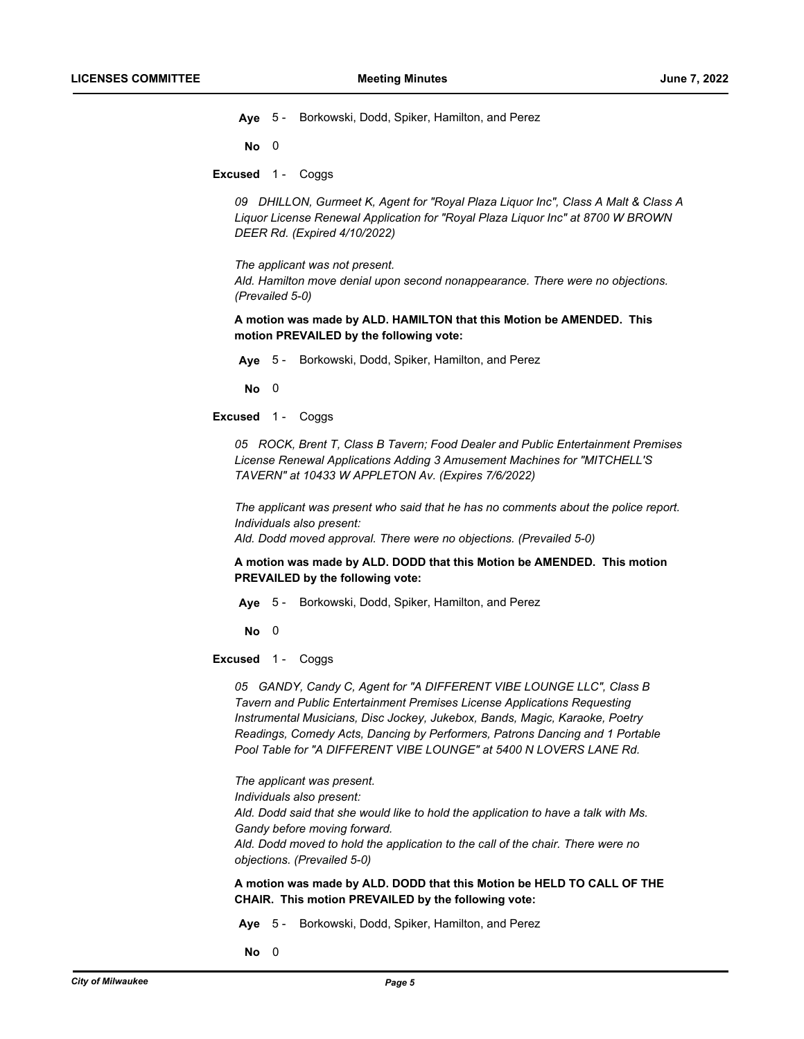**Aye** 5 - Borkowski, Dodd, Spiker, Hamilton, and Perez

**No** 0

**Excused** 1 - Coggs

*09 DHILLON, Gurmeet K, Agent for "Royal Plaza Liquor Inc", Class A Malt & Class A Liquor License Renewal Application for "Royal Plaza Liquor Inc" at 8700 W BROWN DEER Rd. (Expired 4/10/2022)*

*The applicant was not present.*
*Ald. Hamilton move denial upon second nonappearance. There were no objections. (Prevailed 5-0)*

**A motion was made by ALD. HAMILTON that this Motion be AMENDED. This motion PREVAILED by the following vote:**

**Aye** 5 - Borkowski, Dodd, Spiker, Hamilton, and Perez

**No** 0

**Excused** 1 - Coggs

*05 ROCK, Brent T, Class B Tavern; Food Dealer and Public Entertainment Premises License Renewal Applications Adding 3 Amusement Machines for "MITCHELL'S TAVERN" at 10433 W APPLETON Av. (Expires 7/6/2022)*

*The applicant was present who said that he has no comments about the police report.*
*Individuals also present:*
*Ald. Dodd moved approval. There were no objections. (Prevailed 5-0)*

**A motion was made by ALD. DODD that this Motion be AMENDED. This motion PREVAILED by the following vote:**

**Aye** 5 - Borkowski, Dodd, Spiker, Hamilton, and Perez

**No** 0

**Excused** 1 - Coggs

*05 GANDY, Candy C, Agent for "A DIFFERENT VIBE LOUNGE LLC", Class B Tavern and Public Entertainment Premises License Applications Requesting Instrumental Musicians, Disc Jockey, Jukebox, Bands, Magic, Karaoke, Poetry Readings, Comedy Acts, Dancing by Performers, Patrons Dancing and 1 Portable Pool Table for "A DIFFERENT VIBE LOUNGE" at 5400 N LOVERS LANE Rd.*

*The applicant was present.*
*Individuals also present:*
*Ald. Dodd said that she would like to hold the application to have a talk with Ms. Gandy before moving forward.*
*Ald. Dodd moved to hold the application to the call of the chair. There were no objections. (Prevailed 5-0)*

**A motion was made by ALD. DODD that this Motion be HELD TO CALL OF THE CHAIR. This motion PREVAILED by the following vote:**

**Aye** 5 - Borkowski, Dodd, Spiker, Hamilton, and Perez

**No** 0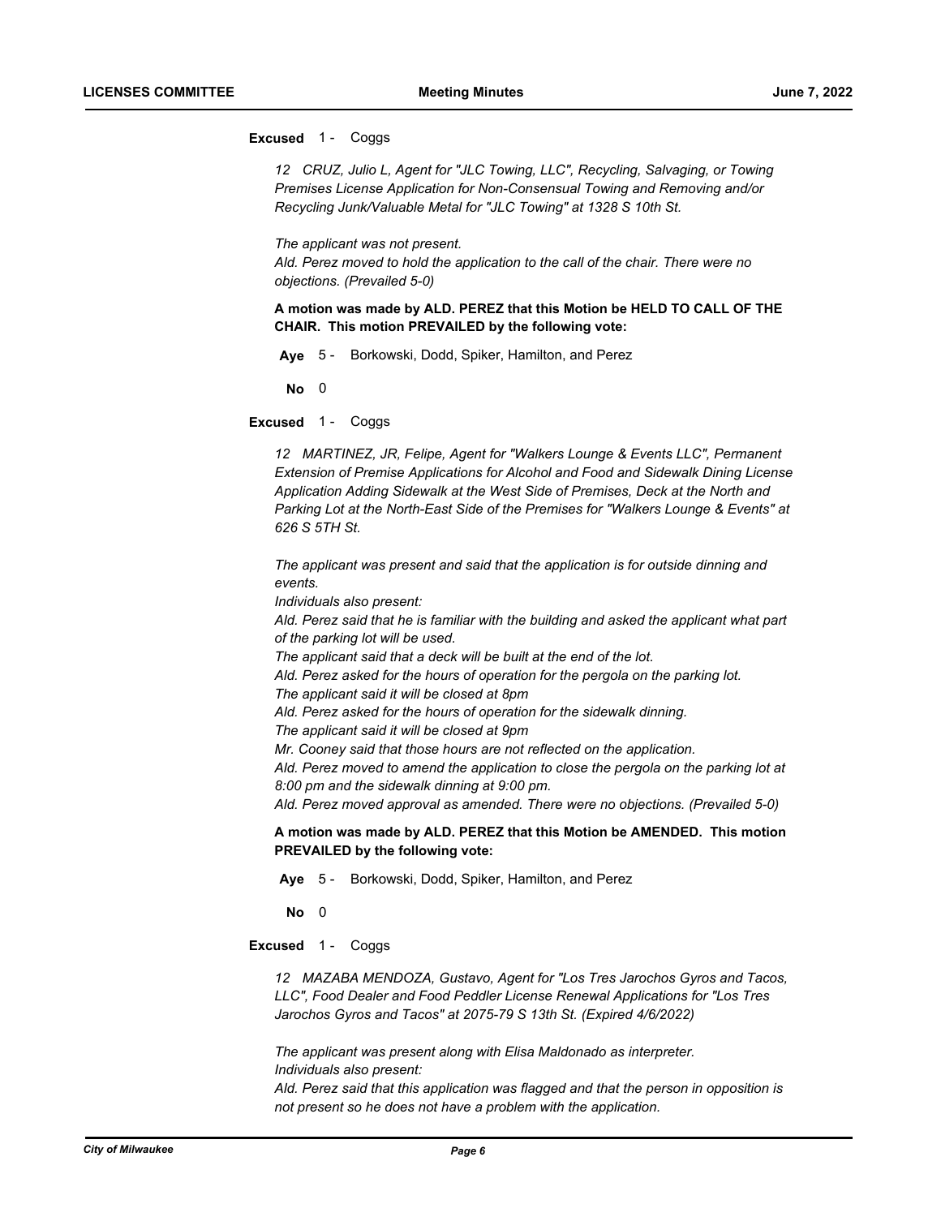**Excused** 1 - Coggs

*12 CRUZ, Julio L, Agent for "JLC Towing, LLC", Recycling, Salvaging, or Towing Premises License Application for Non-Consensual Towing and Removing and/or Recycling Junk/Valuable Metal for "JLC Towing" at 1328 S 10th St.*

*The applicant was not present.*
*Ald. Perez moved to hold the application to the call of the chair. There were no objections. (Prevailed 5-0)*

**A motion was made by ALD. PEREZ that this Motion be HELD TO CALL OF THE CHAIR. This motion PREVAILED by the following vote:**

**Aye** 5 - Borkowski, Dodd, Spiker, Hamilton, and Perez

**No** 0

**Excused** 1 - Coggs

*12 MARTINEZ, JR, Felipe, Agent for "Walkers Lounge & Events LLC", Permanent Extension of Premise Applications for Alcohol and Food and Sidewalk Dining License Application Adding Sidewalk at the West Side of Premises, Deck at the North and Parking Lot at the North-East Side of the Premises for "Walkers Lounge & Events" at 626 S 5TH St.*

*The applicant was present and said that the application is for outside dinning and events.*
*Individuals also present:*
*Ald. Perez said that he is familiar with the building and asked the applicant what part of the parking lot will be used.*
*The applicant said that a deck will be built at the end of the lot.*
*Ald. Perez asked for the hours of operation for the pergola on the parking lot.*
*The applicant said it will be closed at 8pm*
*Ald. Perez asked for the hours of operation for the sidewalk dinning.*
*The applicant said it will be closed at 9pm*
*Mr. Cooney said that those hours are not reflected on the application.*
*Ald. Perez moved to amend the application to close the pergola on the parking lot at 8:00 pm and the sidewalk dinning at 9:00 pm.*
*Ald. Perez moved approval as amended. There were no objections. (Prevailed 5-0)*

**A motion was made by ALD. PEREZ that this Motion be AMENDED. This motion PREVAILED by the following vote:**

**Aye** 5 - Borkowski, Dodd, Spiker, Hamilton, and Perez

**No** 0

**Excused** 1 - Coggs

*12 MAZABA MENDOZA, Gustavo, Agent for "Los Tres Jarochos Gyros and Tacos, LLC", Food Dealer and Food Peddler License Renewal Applications for "Los Tres Jarochos Gyros and Tacos" at 2075-79 S 13th St. (Expired 4/6/2022)*

*The applicant was present along with Elisa Maldonado as interpreter.*
*Individuals also present:*
*Ald. Perez said that this application was flagged and that the person in opposition is not present so he does not have a problem with the application.*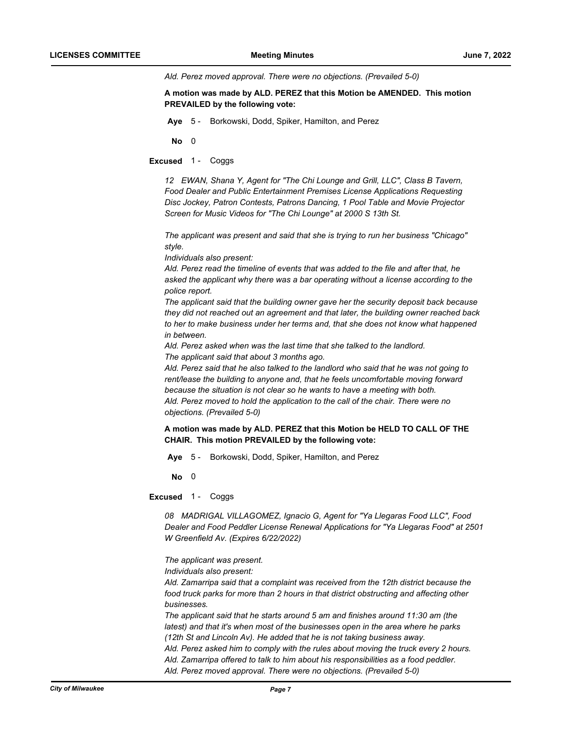*Ald. Perez moved approval. There were no objections. (Prevailed 5-0)*

**A motion was made by ALD. PEREZ that this Motion be AMENDED. This motion PREVAILED by the following vote:**

**Aye** 5 - Borkowski, Dodd, Spiker, Hamilton, and Perez

**No** 0

**Excused** 1 - Coggs

*12 EWAN, Shana Y, Agent for "The Chi Lounge and Grill, LLC", Class B Tavern, Food Dealer and Public Entertainment Premises License Applications Requesting Disc Jockey, Patron Contests, Patrons Dancing, 1 Pool Table and Movie Projector Screen for Music Videos for "The Chi Lounge" at 2000 S 13th St.*

*The applicant was present and said that she is trying to run her business "Chicago" style.*
*Individuals also present:*
*Ald. Perez read the timeline of events that was added to the file and after that, he asked the applicant why there was a bar operating without a license according to the police report.*
*The applicant said that the building owner gave her the security deposit back because they did not reached out an agreement and that later, the building owner reached back to her to make business under her terms and, that she does not know what happened in between.*
*Ald. Perez asked when was the last time that she talked to the landlord.*
*The applicant said that about 3 months ago.*
*Ald. Perez said that he also talked to the landlord who said that he was not going to rent/lease the building to anyone and, that he feels uncomfortable moving forward because the situation is not clear so he wants to have a meeting with both.*
*Ald. Perez moved to hold the application to the call of the chair. There were no objections. (Prevailed 5-0)*

**A motion was made by ALD. PEREZ that this Motion be HELD TO CALL OF THE CHAIR. This motion PREVAILED by the following vote:**

**Aye** 5 - Borkowski, Dodd, Spiker, Hamilton, and Perez

**No** 0

**Excused** 1 - Coggs

*08 MADRIGAL VILLAGOMEZ, Ignacio G, Agent for "Ya Llegaras Food LLC", Food Dealer and Food Peddler License Renewal Applications for "Ya Llegaras Food" at 2501 W Greenfield Av. (Expires 6/22/2022)*

*The applicant was present.*
*Individuals also present:*
*Ald. Zamarripa said that a complaint was received from the 12th district because the food truck parks for more than 2 hours in that district obstructing and affecting other businesses.*
*The applicant said that he starts around 5 am and finishes around 11:30 am (the latest) and that it's when most of the businesses open in the area where he parks (12th St and Lincoln Av). He added that he is not taking business away.*
*Ald. Perez asked him to comply with the rules about moving the truck every 2 hours.*
*Ald. Zamarripa offered to talk to him about his responsibilities as a food peddler.*
*Ald. Perez moved approval. There were no objections. (Prevailed 5-0)*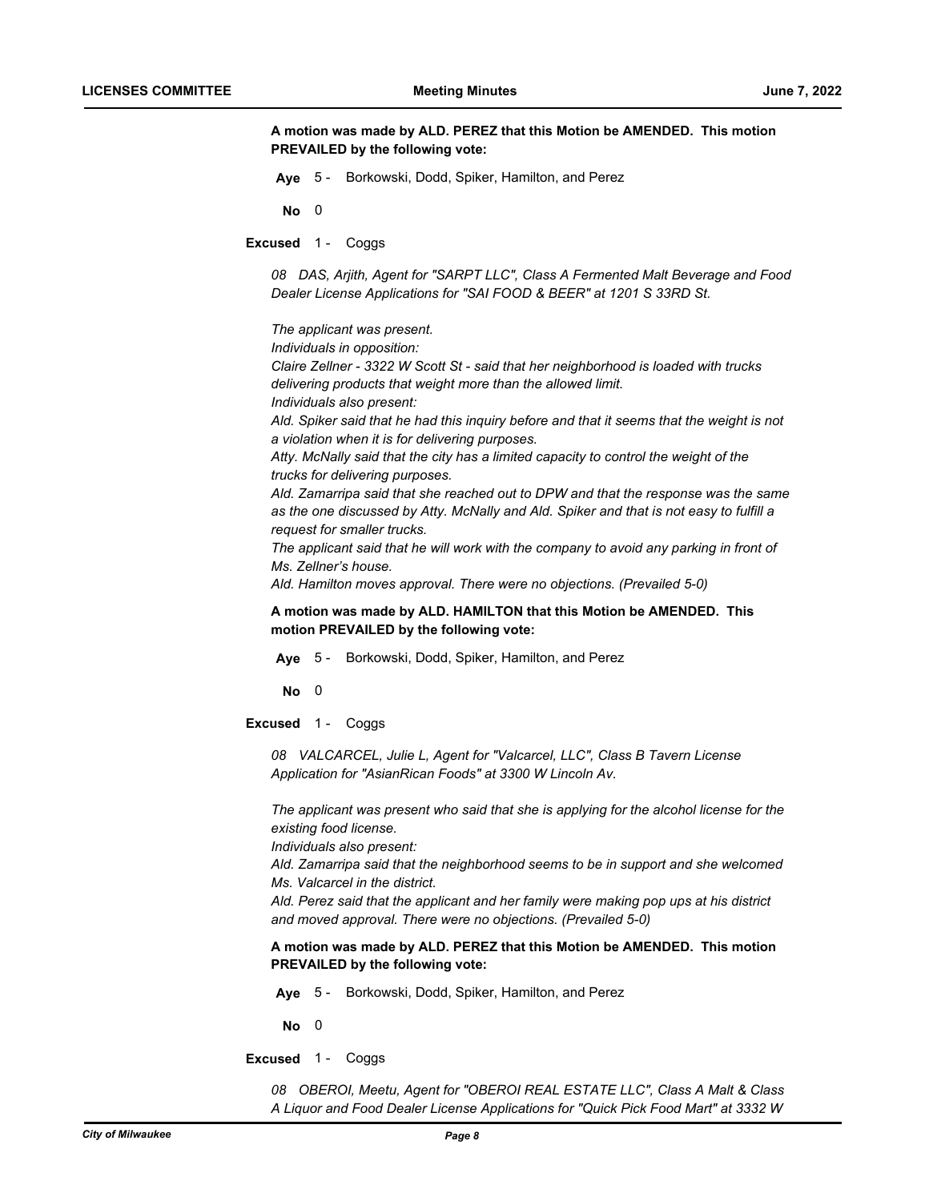**A motion was made by ALD. PEREZ that this Motion be AMENDED. This motion PREVAILED by the following vote:**

**Aye** 5 - Borkowski, Dodd, Spiker, Hamilton, and Perez

**No** 0

**Excused** 1 - Coggs

*08 DAS, Arjith, Agent for "SARPT LLC", Class A Fermented Malt Beverage and Food Dealer License Applications for "SAI FOOD & BEER" at 1201 S 33RD St.*

*The applicant was present.*
*Individuals in opposition:*
*Claire Zellner - 3322 W Scott St - said that her neighborhood is loaded with trucks delivering products that weight more than the allowed limit.*
*Individuals also present:*
*Ald. Spiker said that he had this inquiry before and that it seems that the weight is not a violation when it is for delivering purposes.*
*Atty. McNally said that the city has a limited capacity to control the weight of the trucks for delivering purposes.*
*Ald. Zamarripa said that she reached out to DPW and that the response was the same as the one discussed by Atty. McNally and Ald. Spiker and that is not easy to fulfill a request for smaller trucks.*
*The applicant said that he will work with the company to avoid any parking in front of Ms. Zellner's house.*
*Ald. Hamilton moves approval. There were no objections. (Prevailed 5-0)*

**A motion was made by ALD. HAMILTON that this Motion be AMENDED. This motion PREVAILED by the following vote:**

**Aye** 5 - Borkowski, Dodd, Spiker, Hamilton, and Perez

**No** 0

**Excused** 1 - Coggs

*08 VALCARCEL, Julie L, Agent for "Valcarcel, LLC", Class B Tavern License Application for "AsianRican Foods" at 3300 W Lincoln Av.*

*The applicant was present who said that she is applying for the alcohol license for the existing food license.*
*Individuals also present:*
*Ald. Zamarripa said that the neighborhood seems to be in support and she welcomed Ms. Valcarcel in the district.*
*Ald. Perez said that the applicant and her family were making pop ups at his district and moved approval. There were no objections. (Prevailed 5-0)*

**A motion was made by ALD. PEREZ that this Motion be AMENDED. This motion PREVAILED by the following vote:**

**Aye** 5 - Borkowski, Dodd, Spiker, Hamilton, and Perez

**No** 0

**Excused** 1 - Coggs

*08 OBEROI, Meetu, Agent for "OBEROI REAL ESTATE LLC", Class A Malt & Class A Liquor and Food Dealer License Applications for "Quick Pick Food Mart" at 3332 W*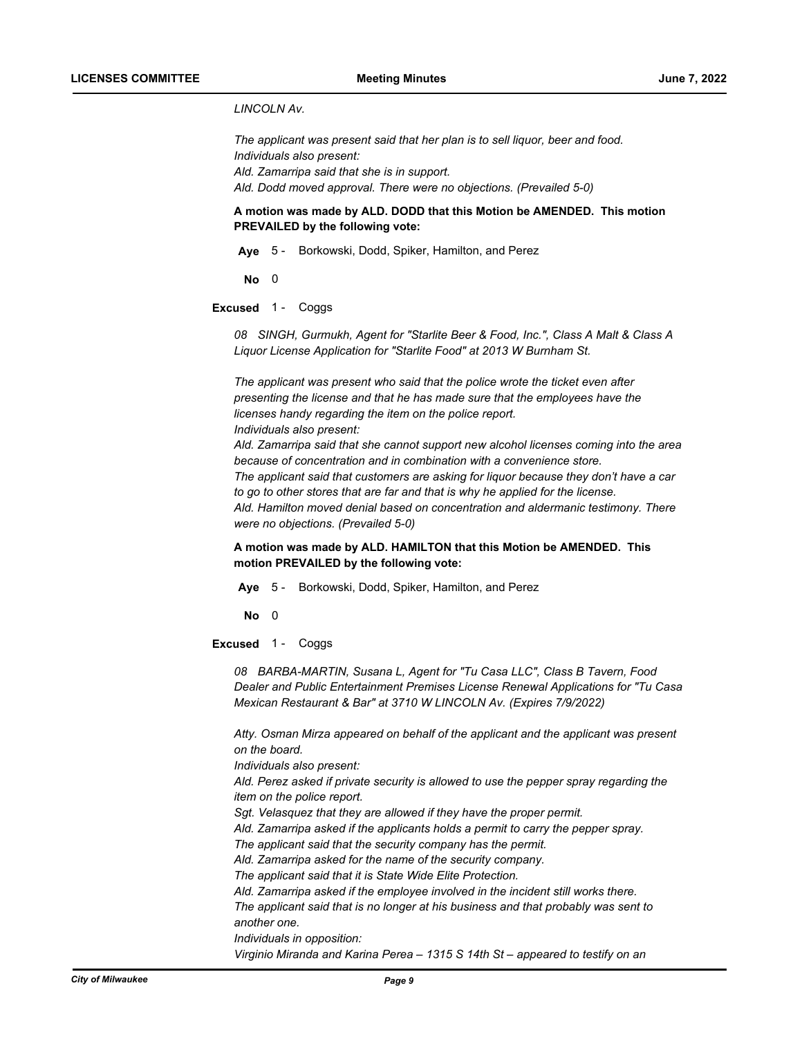*LINCOLN Av.*

*The applicant was present said that her plan is to sell liquor, beer and food.*
*Individuals also present:*
*Ald. Zamarripa said that she is in support.*
*Ald. Dodd moved approval. There were no objections. (Prevailed 5-0)*

**A motion was made by ALD. DODD that this Motion be AMENDED. This motion PREVAILED by the following vote:**

**Aye** 5 - Borkowski, Dodd, Spiker, Hamilton, and Perez

**No** 0

**Excused** 1 - Coggs

*08 SINGH, Gurmukh, Agent for "Starlite Beer & Food, Inc.", Class A Malt & Class A Liquor License Application for "Starlite Food" at 2013 W Burnham St.*

*The applicant was present who said that the police wrote the ticket even after presenting the license and that he has made sure that the employees have the licenses handy regarding the item on the police report.*
*Individuals also present:*
*Ald. Zamarripa said that she cannot support new alcohol licenses coming into the area because of concentration and in combination with a convenience store.*
*The applicant said that customers are asking for liquor because they don't have a car to go to other stores that are far and that is why he applied for the license.*
*Ald. Hamilton moved denial based on concentration and aldermanic testimony. There were no objections. (Prevailed 5-0)*

**A motion was made by ALD. HAMILTON that this Motion be AMENDED. This motion PREVAILED by the following vote:**

**Aye** 5 - Borkowski, Dodd, Spiker, Hamilton, and Perez

**No** 0

**Excused** 1 - Coggs

*08 BARBA-MARTIN, Susana L, Agent for "Tu Casa LLC", Class B Tavern, Food Dealer and Public Entertainment Premises License Renewal Applications for "Tu Casa Mexican Restaurant & Bar" at 3710 W LINCOLN Av. (Expires 7/9/2022)*

*Atty. Osman Mirza appeared on behalf of the applicant and the applicant was present on the board.*
*Individuals also present:*
*Ald. Perez asked if private security is allowed to use the pepper spray regarding the item on the police report.*
*Sgt. Velasquez that they are allowed if they have the proper permit.*
*Ald. Zamarripa asked if the applicants holds a permit to carry the pepper spray.*
*The applicant said that the security company has the permit.*
*Ald. Zamarripa asked for the name of the security company.*
*The applicant said that it is State Wide Elite Protection.*
*Ald. Zamarripa asked if the employee involved in the incident still works there.*
*The applicant said that is no longer at his business and that probably was sent to another one.*
*Individuals in opposition:*
*Virginio Miranda and Karina Perea – 1315 S 14th St – appeared to testify on an*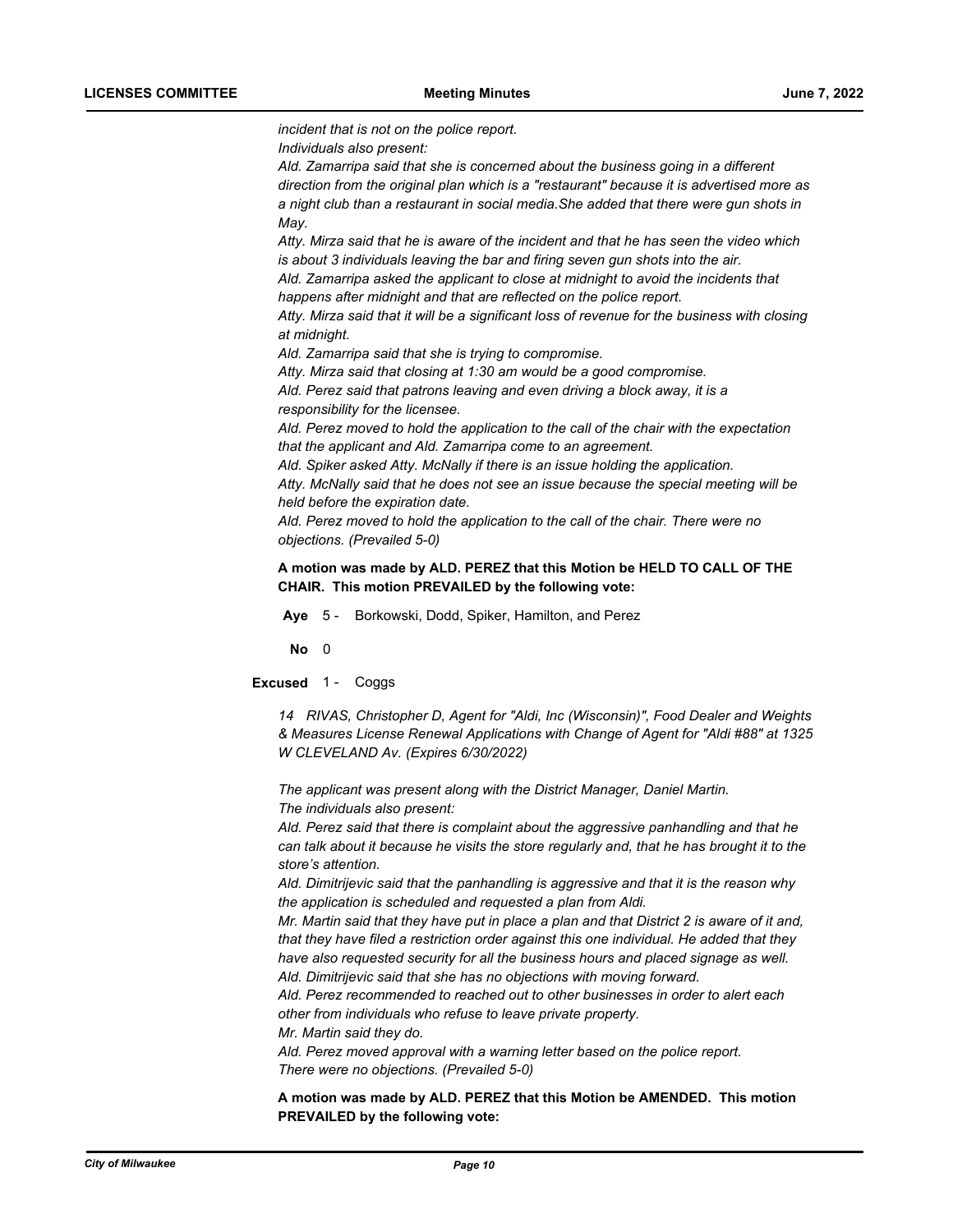*incident that is not on the police report.*
*Individuals also present:*
*Ald. Zamarripa said that she is concerned about the business going in a different direction from the original plan which is a "restaurant" because it is advertised more as a night club than a restaurant in social media.She added that there were gun shots in May.*
*Atty. Mirza said that he is aware of the incident and that he has seen the video which is about 3 individuals leaving the bar and firing seven gun shots into the air.*
*Ald. Zamarripa asked the applicant to close at midnight to avoid the incidents that happens after midnight and that are reflected on the police report.*
*Atty. Mirza said that it will be a significant loss of revenue for the business with closing at midnight.*
*Ald. Zamarripa said that she is trying to compromise.*
*Atty. Mirza said that closing at 1:30 am would be a good compromise.*
*Ald. Perez said that patrons leaving and even driving a block away, it is a responsibility for the licensee.*
*Ald. Perez moved to hold the application to the call of the chair with the expectation that the applicant and Ald. Zamarripa come to an agreement.*
*Ald. Spiker asked Atty. McNally if there is an issue holding the application.*
*Atty. McNally said that he does not see an issue because the special meeting will be held before the expiration date.*
*Ald. Perez moved to hold the application to the call of the chair. There were no objections. (Prevailed 5-0)*

**A motion was made by ALD. PEREZ that this Motion be HELD TO CALL OF THE CHAIR. This motion PREVAILED by the following vote:**

**Aye** 5 - Borkowski, Dodd, Spiker, Hamilton, and Perez

**No** 0

**Excused** 1 - Coggs

*14 RIVAS, Christopher D, Agent for "Aldi, Inc (Wisconsin)", Food Dealer and Weights & Measures License Renewal Applications with Change of Agent for "Aldi #88" at 1325 W CLEVELAND Av. (Expires 6/30/2022)*

*The applicant was present along with the District Manager, Daniel Martin.*
*The individuals also present:*
*Ald. Perez said that there is complaint about the aggressive panhandling and that he can talk about it because he visits the store regularly and, that he has brought it to the store's attention.*
*Ald. Dimitrijevic said that the panhandling is aggressive and that it is the reason why the application is scheduled and requested a plan from Aldi.*
*Mr. Martin said that they have put in place a plan and that District 2 is aware of it and, that they have filed a restriction order against this one individual. He added that they have also requested security for all the business hours and placed signage as well.*
*Ald. Dimitrijevic said that she has no objections with moving forward.*
*Ald. Perez recommended to reached out to other businesses in order to alert each other from individuals who refuse to leave private property.*
*Mr. Martin said they do.*
*Ald. Perez moved approval with a warning letter based on the police report.*
*There were no objections. (Prevailed 5-0)*

**A motion was made by ALD. PEREZ that this Motion be AMENDED. This motion PREVAILED by the following vote:**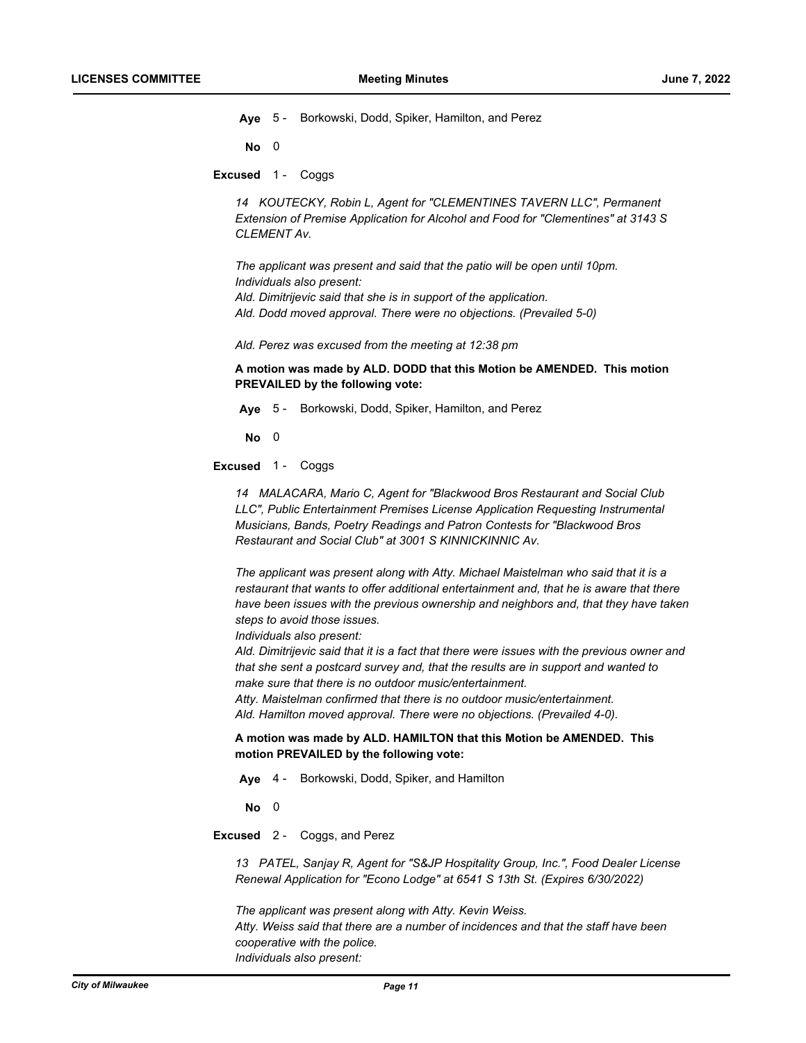**Aye** 5 - Borkowski, Dodd, Spiker, Hamilton, and Perez

**No** 0

**Excused** 1 - Coggs

*14 KOUTECKY, Robin L, Agent for "CLEMENTINES TAVERN LLC", Permanent Extension of Premise Application for Alcohol and Food for "Clementines" at 3143 S CLEMENT Av.*

*The applicant was present and said that the patio will be open until 10pm.*
*Individuals also present:*
*Ald. Dimitrijevic said that she is in support of the application.*
*Ald. Dodd moved approval. There were no objections. (Prevailed 5-0)*

*Ald. Perez was excused from the meeting at 12:38 pm*

**A motion was made by ALD. DODD that this Motion be AMENDED. This motion PREVAILED by the following vote:**

**Aye** 5 - Borkowski, Dodd, Spiker, Hamilton, and Perez

**No** 0

**Excused** 1 - Coggs

*14 MALACARA, Mario C, Agent for "Blackwood Bros Restaurant and Social Club LLC", Public Entertainment Premises License Application Requesting Instrumental Musicians, Bands, Poetry Readings and Patron Contests for "Blackwood Bros Restaurant and Social Club" at 3001 S KINNICKINNIC Av.*

*The applicant was present along with Atty. Michael Maistelman who said that it is a restaurant that wants to offer additional entertainment and, that he is aware that there have been issues with the previous ownership and neighbors and, that they have taken steps to avoid those issues.*
*Individuals also present:*
*Ald. Dimitrijevic said that it is a fact that there were issues with the previous owner and that she sent a postcard survey and, that the results are in support and wanted to make sure that there is no outdoor music/entertainment.*
*Atty. Maistelman confirmed that there is no outdoor music/entertainment.*
*Ald. Hamilton moved approval. There were no objections. (Prevailed 4-0).*

**A motion was made by ALD. HAMILTON that this Motion be AMENDED. This motion PREVAILED by the following vote:**

**Aye** 4 - Borkowski, Dodd, Spiker, and Hamilton

**No** 0

**Excused** 2 - Coggs, and Perez

*13 PATEL, Sanjay R, Agent for "S&JP Hospitality Group, Inc.", Food Dealer License Renewal Application for "Econo Lodge" at 6541 S 13th St. (Expires 6/30/2022)*

*The applicant was present along with Atty. Kevin Weiss.*
*Atty. Weiss said that there are a number of incidences and that the staff have been cooperative with the police.*
*Individuals also present:*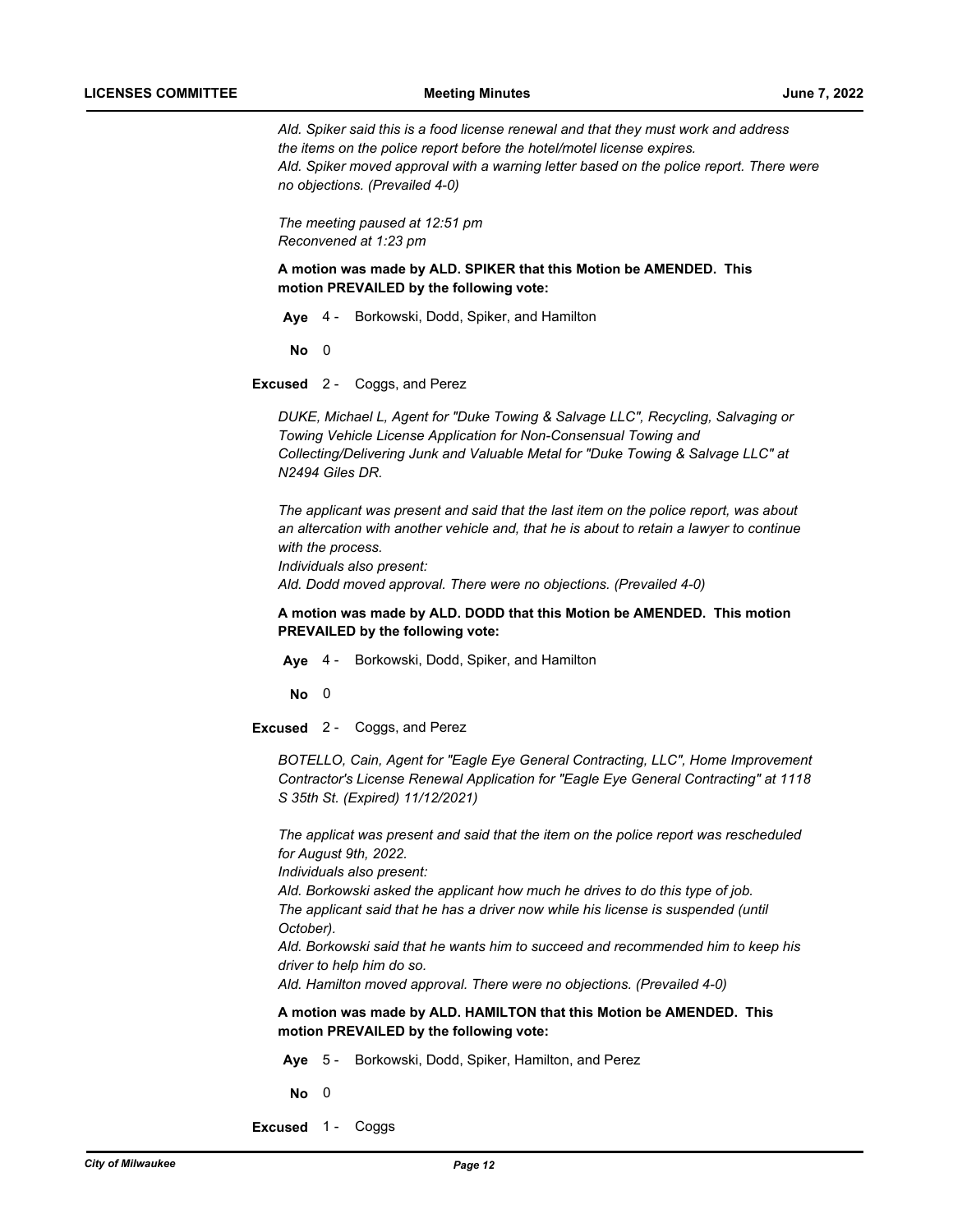*Ald. Spiker said this is a food license renewal and that they must work and address the items on the police report before the hotel/motel license expires.*
*Ald. Spiker moved approval with a warning letter based on the police report. There were no objections. (Prevailed 4-0)*

*The meeting paused at 12:51 pm*
*Reconvened at 1:23 pm*

**A motion was made by ALD. SPIKER that this Motion be AMENDED. This motion PREVAILED by the following vote:**

**Aye** 4 - Borkowski, Dodd, Spiker, and Hamilton

**No** 0

**Excused** 2 - Coggs, and Perez

*DUKE, Michael L, Agent for "Duke Towing & Salvage LLC", Recycling, Salvaging or Towing Vehicle License Application for Non-Consensual Towing and Collecting/Delivering Junk and Valuable Metal for "Duke Towing & Salvage LLC" at N2494 Giles DR.*

*The applicant was present and said that the last item on the police report, was about an altercation with another vehicle and, that he is about to retain a lawyer to continue with the process.*
*Individuals also present:*
*Ald. Dodd moved approval. There were no objections. (Prevailed 4-0)*

**A motion was made by ALD. DODD that this Motion be AMENDED. This motion PREVAILED by the following vote:**

**Aye** 4 - Borkowski, Dodd, Spiker, and Hamilton

**No** 0

**Excused** 2 - Coggs, and Perez

*BOTELLO, Cain, Agent for "Eagle Eye General Contracting, LLC", Home Improvement Contractor's License Renewal Application for "Eagle Eye General Contracting" at 1118 S 35th St. (Expired) 11/12/2021)*

*The applicat was present and said that the item on the police report was rescheduled for August 9th, 2022.*
*Individuals also present:*
*Ald. Borkowski asked the applicant how much he drives to do this type of job.*
*The applicant said that he has a driver now while his license is suspended (until October).*
*Ald. Borkowski said that he wants him to succeed and recommended him to keep his driver to help him do so.*
*Ald. Hamilton moved approval. There were no objections. (Prevailed 4-0)*

**A motion was made by ALD. HAMILTON that this Motion be AMENDED. This motion PREVAILED by the following vote:**

**Aye** 5 - Borkowski, Dodd, Spiker, Hamilton, and Perez

**No** 0

**Excused** 1 - Coggs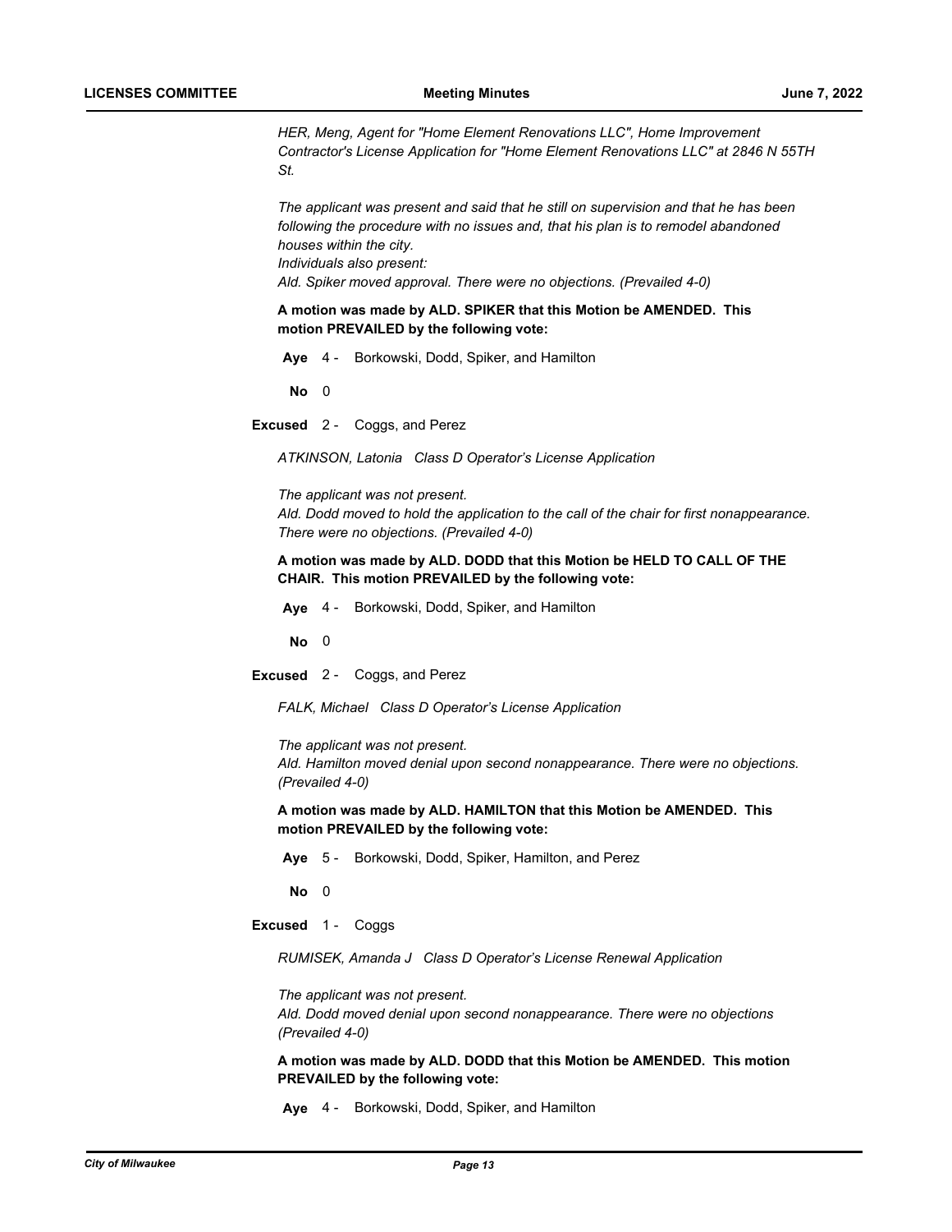*HER, Meng, Agent for "Home Element Renovations LLC", Home Improvement Contractor's License Application for "Home Element Renovations LLC" at 2846 N 55TH St.*

*The applicant was present and said that he still on supervision and that he has been following the procedure with no issues and, that his plan is to remodel abandoned houses within the city.*
*Individuals also present:*
*Ald. Spiker moved approval. There were no objections. (Prevailed 4-0)*

**A motion was made by ALD. SPIKER that this Motion be AMENDED. This motion PREVAILED by the following vote:**

**Aye** 4 - Borkowski, Dodd, Spiker, and Hamilton

**No** 0

**Excused** 2 - Coggs, and Perez

*ATKINSON, Latonia Class D Operator's License Application*

*The applicant was not present.*
*Ald. Dodd moved to hold the application to the call of the chair for first nonappearance. There were no objections. (Prevailed 4-0)*

**A motion was made by ALD. DODD that this Motion be HELD TO CALL OF THE CHAIR. This motion PREVAILED by the following vote:**

**Aye** 4 - Borkowski, Dodd, Spiker, and Hamilton

**No** 0

**Excused** 2 - Coggs, and Perez

*FALK, Michael Class D Operator's License Application*

*The applicant was not present.*
*Ald. Hamilton moved denial upon second nonappearance. There were no objections. (Prevailed 4-0)*

**A motion was made by ALD. HAMILTON that this Motion be AMENDED. This motion PREVAILED by the following vote:**

**Aye** 5 - Borkowski, Dodd, Spiker, Hamilton, and Perez

**No** 0

**Excused** 1 - Coggs

*RUMISEK, Amanda J Class D Operator's License Renewal Application*

*The applicant was not present.*
*Ald. Dodd moved denial upon second nonappearance. There were no objections (Prevailed 4-0)*

**A motion was made by ALD. DODD that this Motion be AMENDED. This motion PREVAILED by the following vote:**

**Aye** 4 - Borkowski, Dodd, Spiker, and Hamilton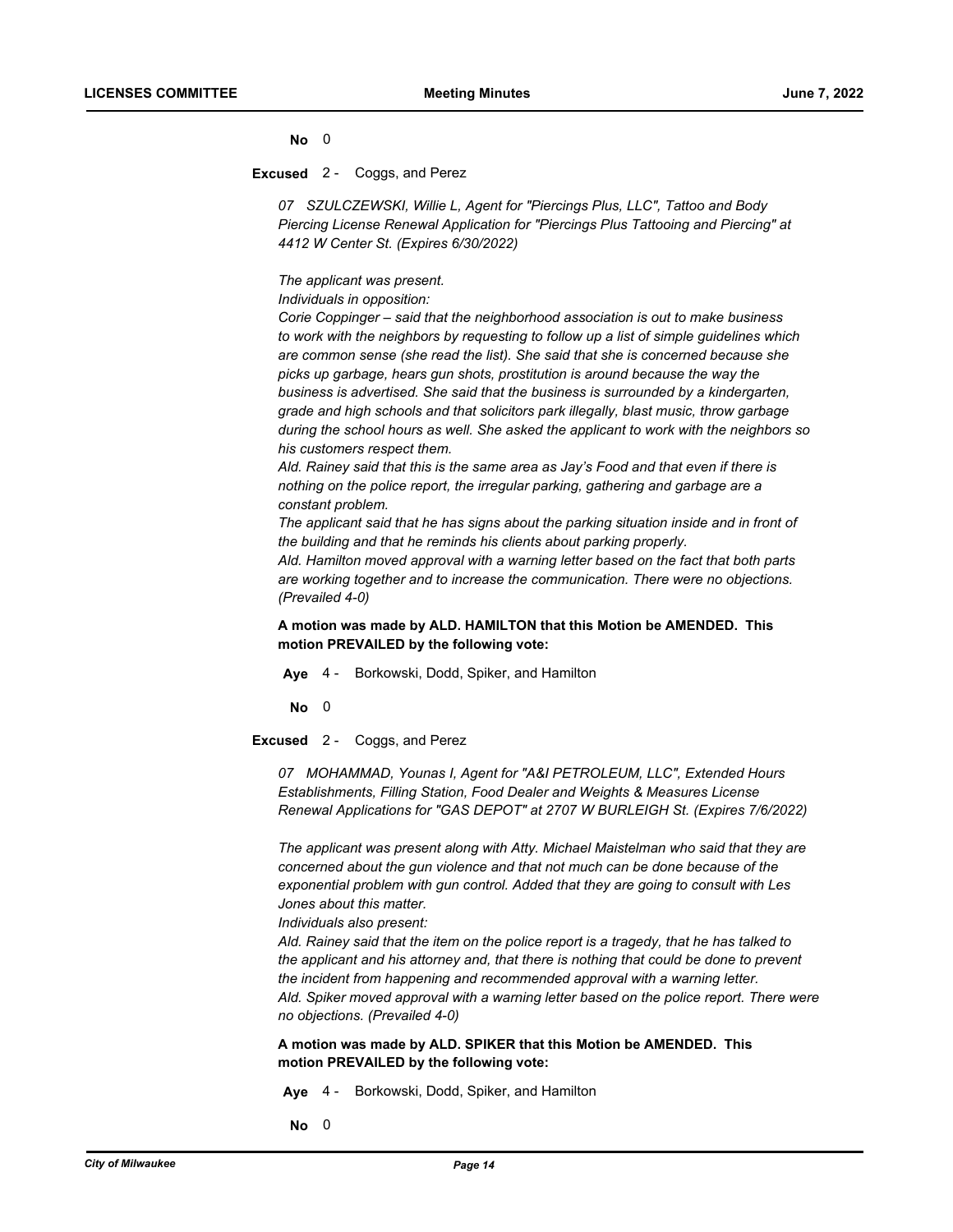**No** 0

**Excused** 2 - Coggs, and Perez

*07 SZULCZEWSKI, Willie L, Agent for "Piercings Plus, LLC", Tattoo and Body Piercing License Renewal Application for "Piercings Plus Tattooing and Piercing" at 4412 W Center St. (Expires 6/30/2022)*

*The applicant was present.*
*Individuals in opposition:*
*Corie Coppinger – said that the neighborhood association is out to make business to work with the neighbors by requesting to follow up a list of simple guidelines which are common sense (she read the list). She said that she is concerned because she picks up garbage, hears gun shots, prostitution is around because the way the business is advertised. She said that the business is surrounded by a kindergarten, grade and high schools and that solicitors park illegally, blast music, throw garbage during the school hours as well. She asked the applicant to work with the neighbors so his customers respect them.*
*Ald. Rainey said that this is the same area as Jay's Food and that even if there is nothing on the police report, the irregular parking, gathering and garbage are a constant problem.*
*The applicant said that he has signs about the parking situation inside and in front of the building and that he reminds his clients about parking properly.*
*Ald. Hamilton moved approval with a warning letter based on the fact that both parts are working together and to increase the communication. There were no objections. (Prevailed 4-0)*

**A motion was made by ALD. HAMILTON that this Motion be AMENDED. This motion PREVAILED by the following vote:**

**Aye** 4 - Borkowski, Dodd, Spiker, and Hamilton

**No** 0

**Excused** 2 - Coggs, and Perez

*07 MOHAMMAD, Younas I, Agent for "A&I PETROLEUM, LLC", Extended Hours Establishments, Filling Station, Food Dealer and Weights & Measures License Renewal Applications for "GAS DEPOT" at 2707 W BURLEIGH St. (Expires 7/6/2022)*

*The applicant was present along with Atty. Michael Maistelman who said that they are concerned about the gun violence and that not much can be done because of the exponential problem with gun control. Added that they are going to consult with Les Jones about this matter.*
*Individuals also present:*
*Ald. Rainey said that the item on the police report is a tragedy, that he has talked to the applicant and his attorney and, that there is nothing that could be done to prevent the incident from happening and recommended approval with a warning letter.*
*Ald. Spiker moved approval with a warning letter based on the police report. There were no objections. (Prevailed 4-0)*

**A motion was made by ALD. SPIKER that this Motion be AMENDED. This motion PREVAILED by the following vote:**

**Aye** 4 - Borkowski, Dodd, Spiker, and Hamilton

**No** 0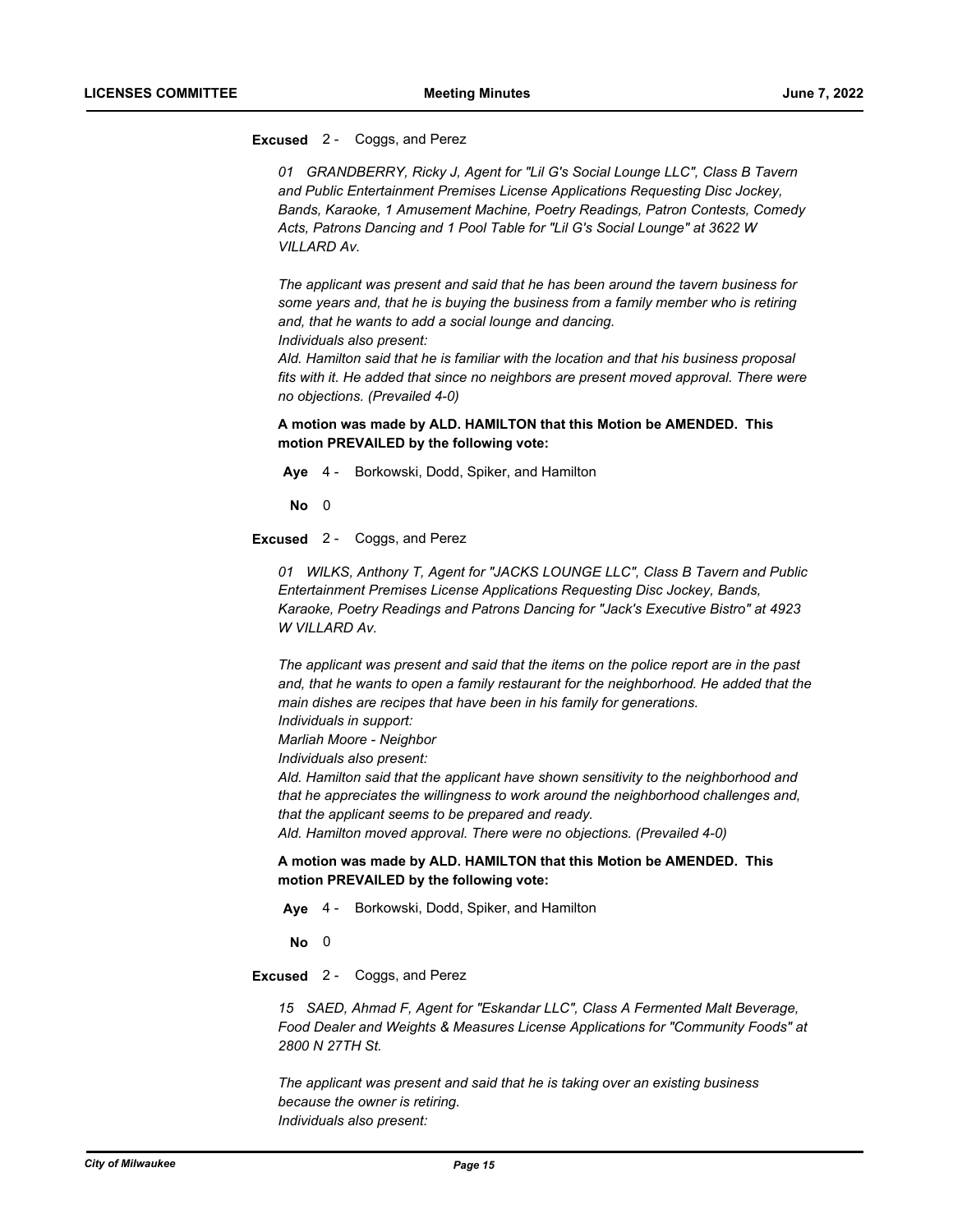**Excused** 2 - Coggs, and Perez

*01 GRANDBERRY, Ricky J, Agent for "Lil G's Social Lounge LLC", Class B Tavern and Public Entertainment Premises License Applications Requesting Disc Jockey, Bands, Karaoke, 1 Amusement Machine, Poetry Readings, Patron Contests, Comedy Acts, Patrons Dancing and 1 Pool Table for "Lil G's Social Lounge" at 3622 W VILLARD Av.*

*The applicant was present and said that he has been around the tavern business for some years and, that he is buying the business from a family member who is retiring and, that he wants to add a social lounge and dancing.*
*Individuals also present:*
*Ald. Hamilton said that he is familiar with the location and that his business proposal fits with it. He added that since no neighbors are present moved approval. There were no objections. (Prevailed 4-0)*

**A motion was made by ALD. HAMILTON that this Motion be AMENDED. This motion PREVAILED by the following vote:**

**Aye** 4 - Borkowski, Dodd, Spiker, and Hamilton

**No** 0

**Excused** 2 - Coggs, and Perez

*01 WILKS, Anthony T, Agent for "JACKS LOUNGE LLC", Class B Tavern and Public Entertainment Premises License Applications Requesting Disc Jockey, Bands, Karaoke, Poetry Readings and Patrons Dancing for "Jack's Executive Bistro" at 4923 W VILLARD Av.*

*The applicant was present and said that the items on the police report are in the past and, that he wants to open a family restaurant for the neighborhood. He added that the main dishes are recipes that have been in his family for generations.*
*Individuals in support:*
*Marliah Moore - Neighbor*
*Individuals also present:*
*Ald. Hamilton said that the applicant have shown sensitivity to the neighborhood and that he appreciates the willingness to work around the neighborhood challenges and, that the applicant seems to be prepared and ready.*
*Ald. Hamilton moved approval. There were no objections. (Prevailed 4-0)*

**A motion was made by ALD. HAMILTON that this Motion be AMENDED. This motion PREVAILED by the following vote:**

**Aye** 4 - Borkowski, Dodd, Spiker, and Hamilton

**No** 0

**Excused** 2 - Coggs, and Perez

*15 SAED, Ahmad F, Agent for "Eskandar LLC", Class A Fermented Malt Beverage, Food Dealer and Weights & Measures License Applications for "Community Foods" at 2800 N 27TH St.*

*The applicant was present and said that he is taking over an existing business because the owner is retiring.*
*Individuals also present:*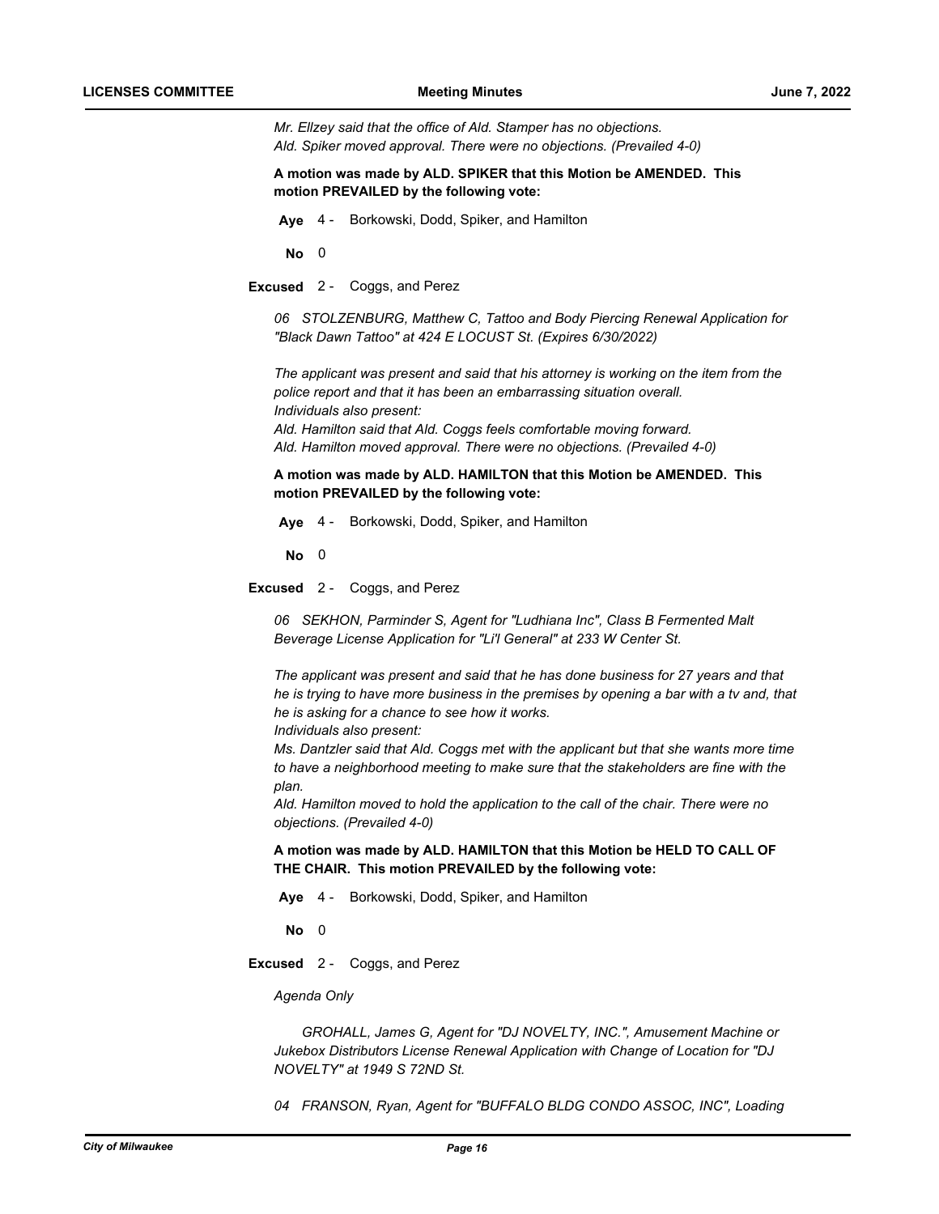*Mr. Ellzey said that the office of Ald. Stamper has no objections.*
*Ald. Spiker moved approval. There were no objections. (Prevailed 4-0)*

**A motion was made by ALD. SPIKER that this Motion be AMENDED. This motion PREVAILED by the following vote:**

**Aye** 4 - Borkowski, Dodd, Spiker, and Hamilton

**No** 0

**Excused** 2 - Coggs, and Perez

*06 STOLZENBURG, Matthew C, Tattoo and Body Piercing Renewal Application for "Black Dawn Tattoo" at 424 E LOCUST St. (Expires 6/30/2022)*

*The applicant was present and said that his attorney is working on the item from the police report and that it has been an embarrassing situation overall.*
*Individuals also present:*
*Ald. Hamilton said that Ald. Coggs feels comfortable moving forward.*
*Ald. Hamilton moved approval. There were no objections. (Prevailed 4-0)*

**A motion was made by ALD. HAMILTON that this Motion be AMENDED. This motion PREVAILED by the following vote:**

**Aye** 4 - Borkowski, Dodd, Spiker, and Hamilton

**No** 0

**Excused** 2 - Coggs, and Perez

*06 SEKHON, Parminder S, Agent for "Ludhiana Inc", Class B Fermented Malt Beverage License Application for "Li'l General" at 233 W Center St.*

*The applicant was present and said that he has done business for 27 years and that he is trying to have more business in the premises by opening a bar with a tv and, that he is asking for a chance to see how it works.*
*Individuals also present:*
*Ms. Dantzler said that Ald. Coggs met with the applicant but that she wants more time to have a neighborhood meeting to make sure that the stakeholders are fine with the plan.*
*Ald. Hamilton moved to hold the application to the call of the chair. There were no objections. (Prevailed 4-0)*

**A motion was made by ALD. HAMILTON that this Motion be HELD TO CALL OF THE CHAIR. This motion PREVAILED by the following vote:**

**Aye** 4 - Borkowski, Dodd, Spiker, and Hamilton

**No** 0

**Excused** 2 - Coggs, and Perez

*Agenda Only*

*GROHALL, James G, Agent for "DJ NOVELTY, INC.", Amusement Machine or Jukebox Distributors License Renewal Application with Change of Location for "DJ NOVELTY" at 1949 S 72ND St.*

*04 FRANSON, Ryan, Agent for "BUFFALO BLDG CONDO ASSOC, INC", Loading*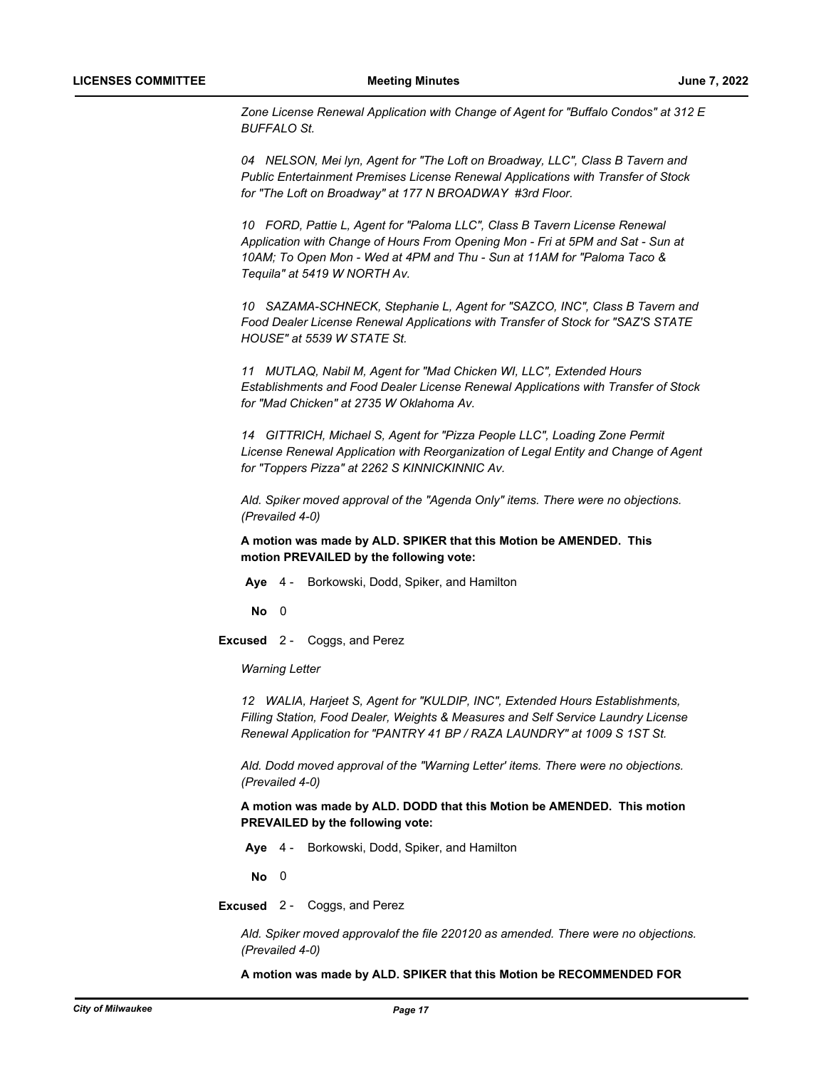*Zone License Renewal Application with Change of Agent for "Buffalo Condos" at 312 E BUFFALO St.*

*04 NELSON, Mei lyn, Agent for "The Loft on Broadway, LLC", Class B Tavern and Public Entertainment Premises License Renewal Applications with Transfer of Stock for "The Loft on Broadway" at 177 N BROADWAY #3rd Floor.*

*10 FORD, Pattie L, Agent for "Paloma LLC", Class B Tavern License Renewal Application with Change of Hours From Opening Mon - Fri at 5PM and Sat - Sun at 10AM; To Open Mon - Wed at 4PM and Thu - Sun at 11AM for "Paloma Taco & Tequila" at 5419 W NORTH Av.*

*10 SAZAMA-SCHNECK, Stephanie L, Agent for "SAZCO, INC", Class B Tavern and Food Dealer License Renewal Applications with Transfer of Stock for "SAZ'S STATE HOUSE" at 5539 W STATE St.*

*11 MUTLAQ, Nabil M, Agent for "Mad Chicken WI, LLC", Extended Hours Establishments and Food Dealer License Renewal Applications with Transfer of Stock for "Mad Chicken" at 2735 W Oklahoma Av.*

*14 GITTRICH, Michael S, Agent for "Pizza People LLC", Loading Zone Permit License Renewal Application with Reorganization of Legal Entity and Change of Agent for "Toppers Pizza" at 2262 S KINNICKINNIC Av.*

*Ald. Spiker moved approval of the "Agenda Only" items. There were no objections. (Prevailed 4-0)*

**A motion was made by ALD. SPIKER that this Motion be AMENDED. This motion PREVAILED by the following vote:**

**Aye** 4 - Borkowski, Dodd, Spiker, and Hamilton

**No** 0

**Excused** 2 - Coggs, and Perez

*Warning Letter*

*12 WALIA, Harjeet S, Agent for "KULDIP, INC", Extended Hours Establishments, Filling Station, Food Dealer, Weights & Measures and Self Service Laundry License Renewal Application for "PANTRY 41 BP / RAZA LAUNDRY" at 1009 S 1ST St.*

*Ald. Dodd moved approval of the "Warning Letter' items. There were no objections. (Prevailed 4-0)*

**A motion was made by ALD. DODD that this Motion be AMENDED. This motion PREVAILED by the following vote:**

**Aye** 4 - Borkowski, Dodd, Spiker, and Hamilton

**No** 0

**Excused** 2 - Coggs, and Perez

*Ald. Spiker moved approvalof the file 220120 as amended. There were no objections. (Prevailed 4-0)*

**A motion was made by ALD. SPIKER that this Motion be RECOMMENDED FOR**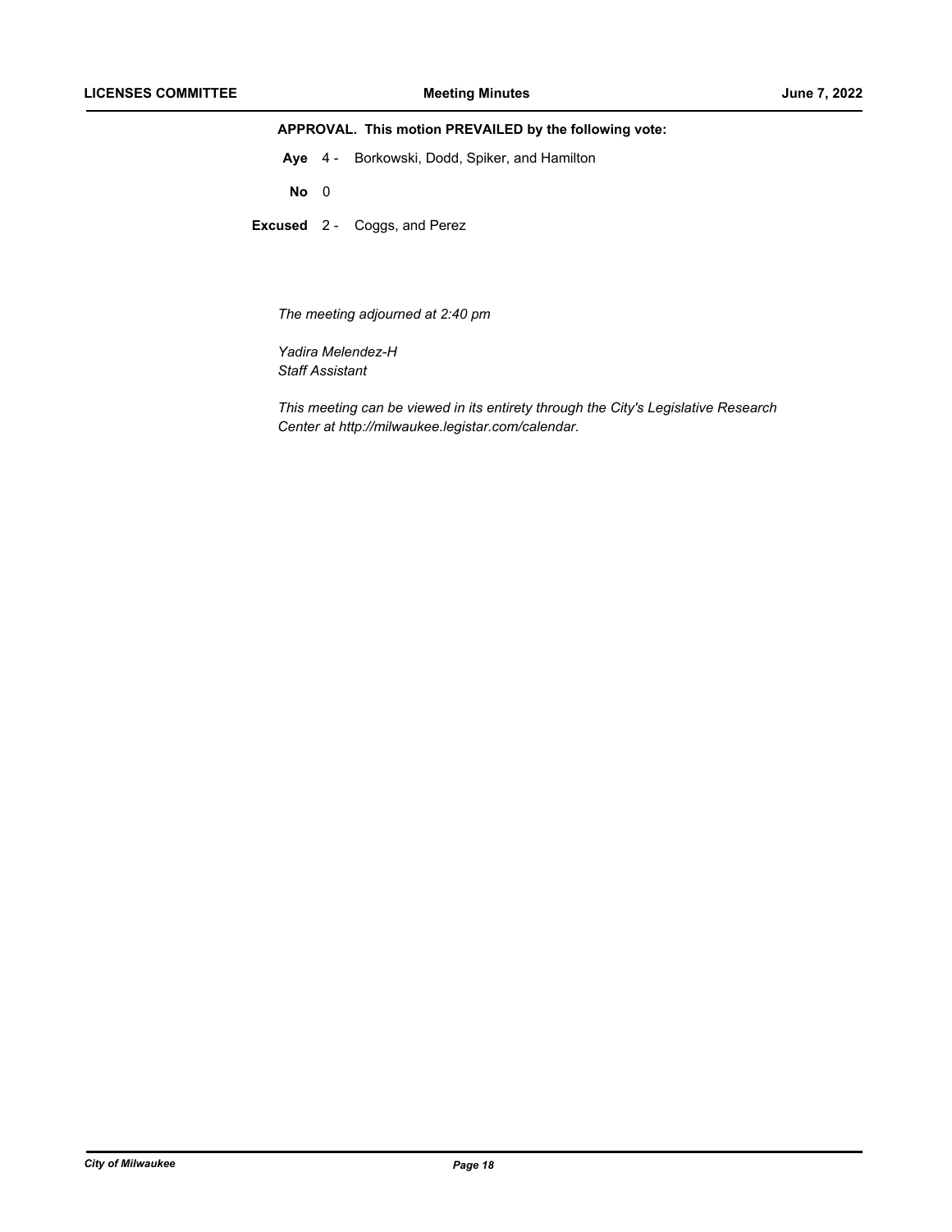**APPROVAL. This motion PREVAILED by the following vote:**

**Aye** 4 - Borkowski, Dodd, Spiker, and Hamilton

**No** 0

**Excused** 2 - Coggs, and Perez

*The meeting adjourned at 2:40 pm*

*Yadira Melendez-H*
*Staff Assistant*

*This meeting can be viewed in its entirety through the City's Legislative Research Center at http://milwaukee.legistar.com/calendar.*